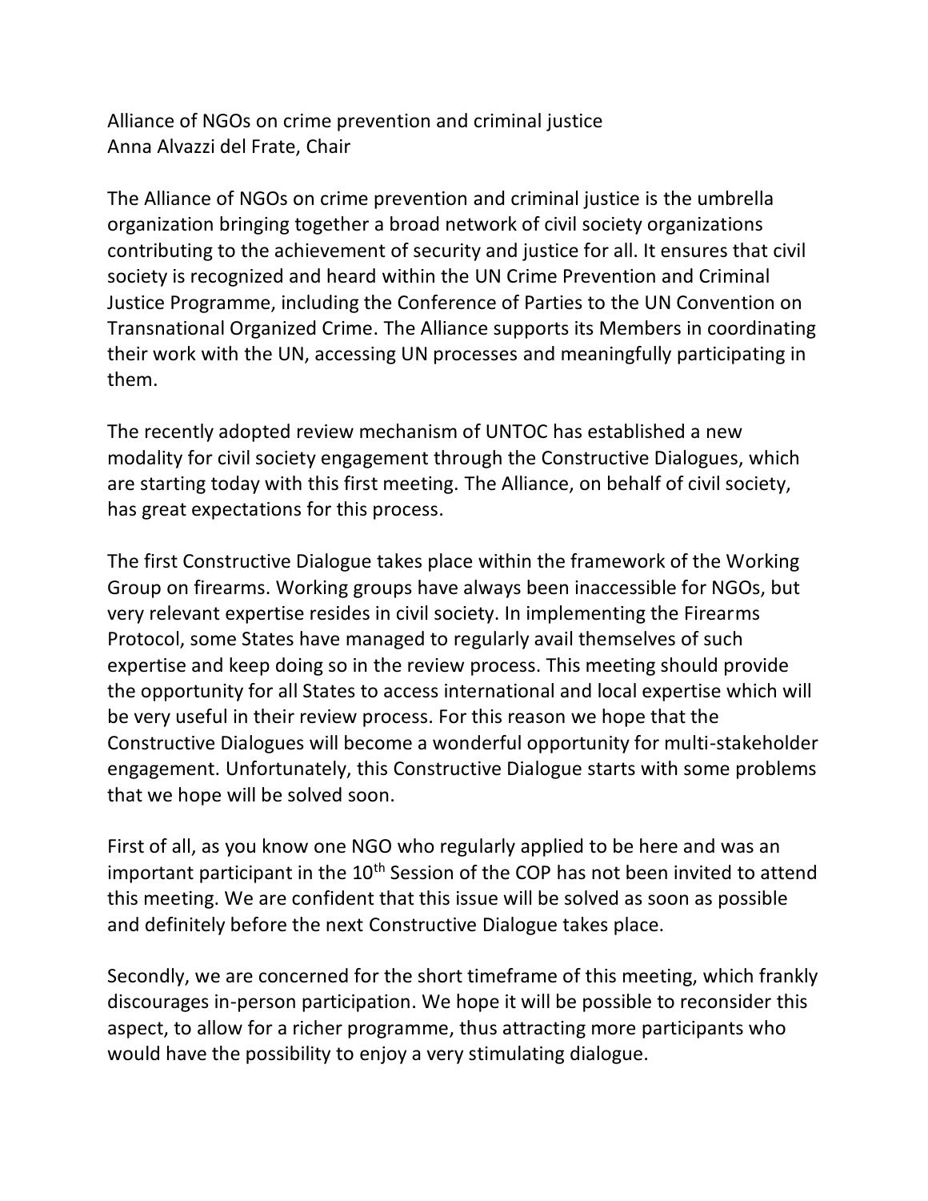Alliance of NGOs on crime prevention and criminal justice
Anna Alvazzi del Frate, Chair

The Alliance of NGOs on crime prevention and criminal justice is the umbrella organization bringing together a broad network of civil society organizations contributing to the achievement of security and justice for all. It ensures that civil society is recognized and heard within the UN Crime Prevention and Criminal Justice Programme, including the Conference of Parties to the UN Convention on Transnational Organized Crime. The Alliance supports its Members in coordinating their work with the UN, accessing UN processes and meaningfully participating in them.

The recently adopted review mechanism of UNTOC has established a new modality for civil society engagement through the Constructive Dialogues, which are starting today with this first meeting. The Alliance, on behalf of civil society, has great expectations for this process.

The first Constructive Dialogue takes place within the framework of the Working Group on firearms. Working groups have always been inaccessible for NGOs, but very relevant expertise resides in civil society. In implementing the Firearms Protocol, some States have managed to regularly avail themselves of such expertise and keep doing so in the review process. This meeting should provide the opportunity for all States to access international and local expertise which will be very useful in their review process. For this reason we hope that the Constructive Dialogues will become a wonderful opportunity for multi-stakeholder engagement. Unfortunately, this Constructive Dialogue starts with some problems that we hope will be solved soon.

First of all, as you know one NGO who regularly applied to be here and was an important participant in the 10th Session of the COP has not been invited to attend this meeting. We are confident that this issue will be solved as soon as possible and definitely before the next Constructive Dialogue takes place.

Secondly, we are concerned for the short timeframe of this meeting, which frankly discourages in-person participation. We hope it will be possible to reconsider this aspect, to allow for a richer programme, thus attracting more participants who would have the possibility to enjoy a very stimulating dialogue.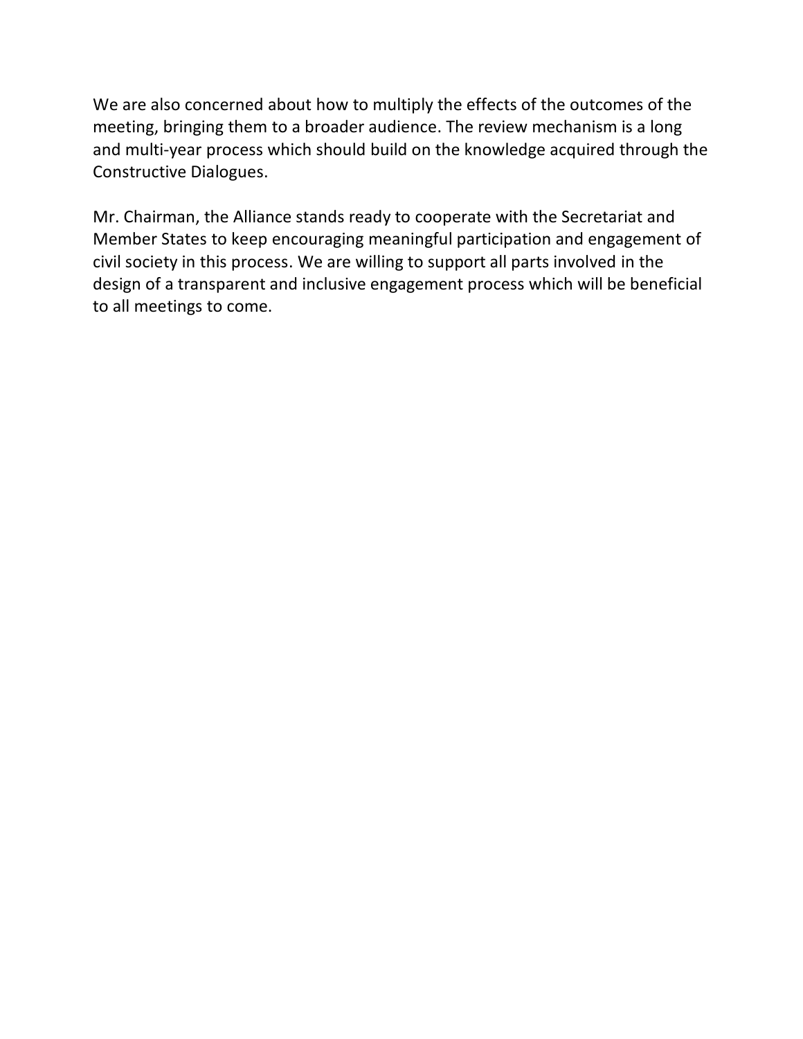We are also concerned about how to multiply the effects of the outcomes of the meeting, bringing them to a broader audience. The review mechanism is a long and multi-year process which should build on the knowledge acquired through the Constructive Dialogues.

Mr. Chairman, the Alliance stands ready to cooperate with the Secretariat and Member States to keep encouraging meaningful participation and engagement of civil society in this process. We are willing to support all parts involved in the design of a transparent and inclusive engagement process which will be beneficial to all meetings to come.